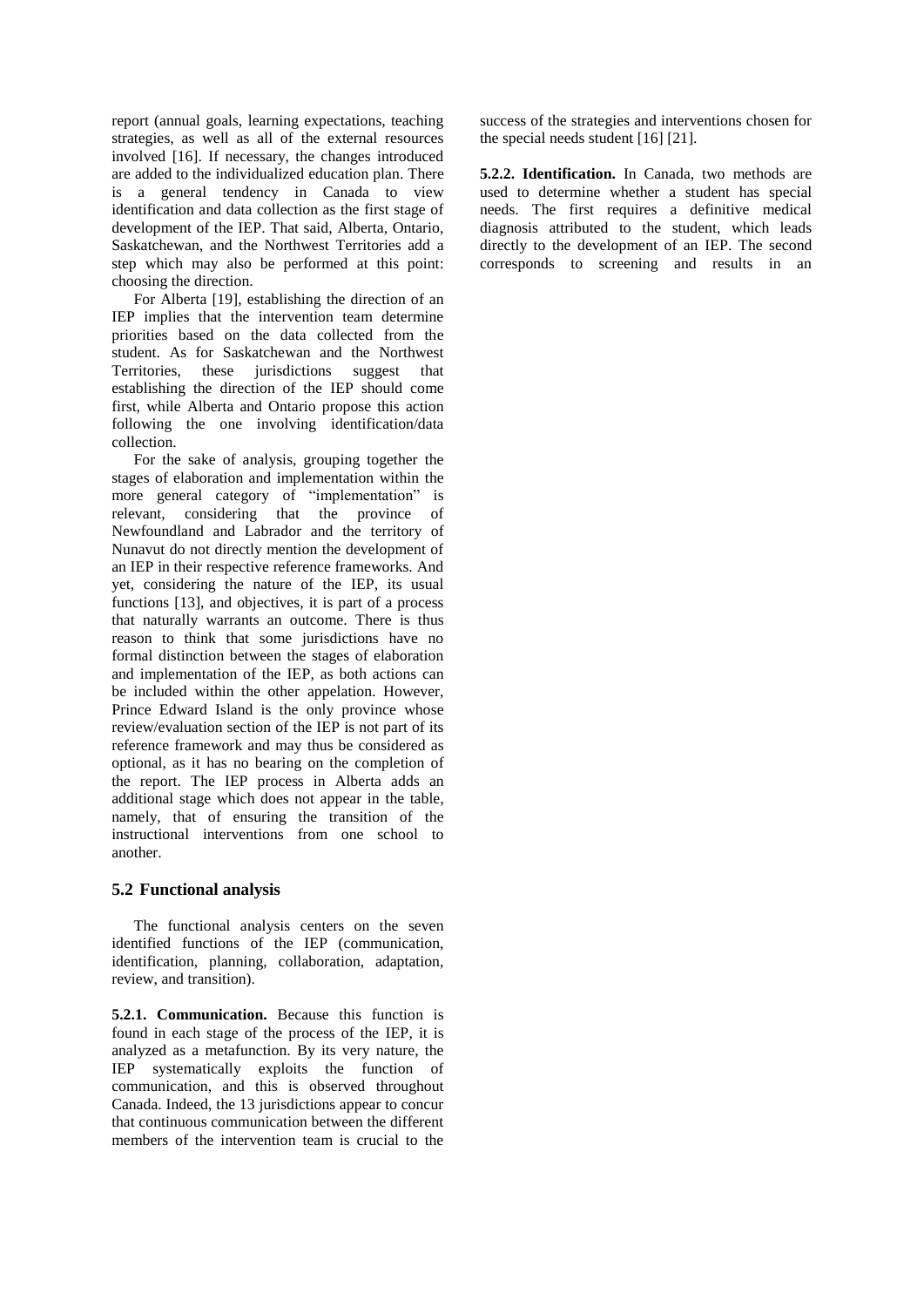report (annual goals, learning expectations, teaching strategies, as well as all of the external resources involved [16]. If necessary, the changes introduced are added to the individualized education plan. There is a general tendency in Canada to view identification and data collection as the first stage of development of the IEP. That said, Alberta, Ontario, Saskatchewan, and the Northwest Territories add a step which may also be performed at this point: choosing the direction.

For Alberta [19], establishing the direction of an IEP implies that the intervention team determine priorities based on the data collected from the student. As for Saskatchewan and the Northwest Territories, these jurisdictions suggest that establishing the direction of the IEP should come first, while Alberta and Ontario propose this action following the one involving identification/data collection.

For the sake of analysis, grouping together the stages of elaboration and implementation within the more general category of "implementation" is relevant, considering that the province of Newfoundland and Labrador and the territory of Nunavut do not directly mention the development of an IEP in their respective reference frameworks. And yet, considering the nature of the IEP, its usual functions [13], and objectives, it is part of a process that naturally warrants an outcome. There is thus reason to think that some jurisdictions have no formal distinction between the stages of elaboration and implementation of the IEP, as both actions can be included within the other appelation. However, Prince Edward Island is the only province whose review/evaluation section of the IEP is not part of its reference framework and may thus be considered as optional, as it has no bearing on the completion of the report. The IEP process in Alberta adds an additional stage which does not appear in the table, namely, that of ensuring the transition of the instructional interventions from one school to another.

## 5.2 Functional analysis

The functional analysis centers on the seven identified functions of the IEP (communication, identification, planning, collaboration, adaptation, review, and transition).

**5.2.1. Communication.** Because this function is found in each stage of the process of the IEP, it is analyzed as a metafunction. By its very nature, the IEP systematically exploits the function of communication, and this is observed throughout Canada. Indeed, the 13 jurisdictions appear to concur that continuous communication between the different members of the intervention team is crucial to the success of the strategies and interventions chosen for the special needs student [16] [21].

**5.2.2. Identification.** In Canada, two methods are used to determine whether a student has special needs. The first requires a definitive medical diagnosis attributed to the student, which leads directly to the development of an IEP. The second corresponds to screening and results in an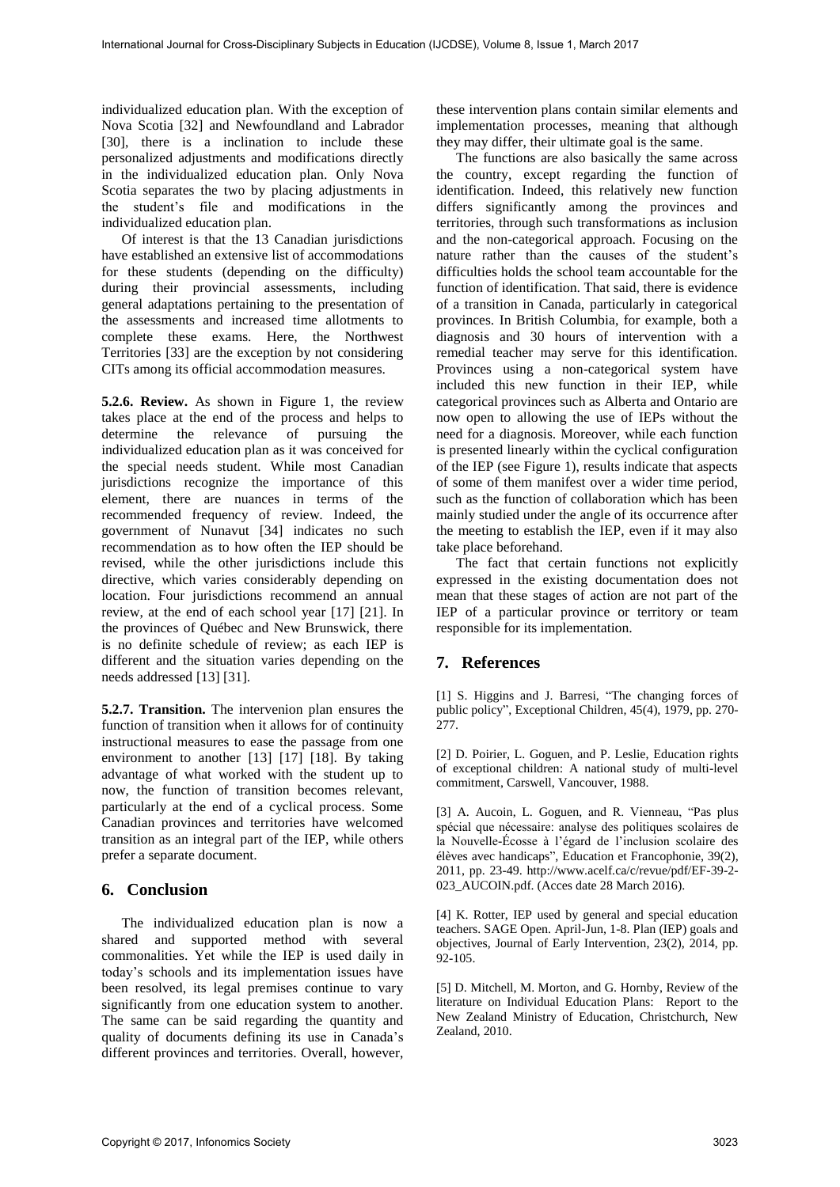individualized education plan. With the exception of Nova Scotia [32] and Newfoundland and Labrador [30], there is a inclination to include these personalized adjustments and modifications directly in the individualized education plan. Only Nova Scotia separates the two by placing adjustments in the student's file and modifications in the individualized education plan.

Of interest is that the 13 Canadian jurisdictions have established an extensive list of accommodations for these students (depending on the difficulty) during their provincial assessments, including general adaptations pertaining to the presentation of the assessments and increased time allotments to complete these exams. Here, the Northwest Territories [33] are the exception by not considering CITs among its official accommodation measures.

**5.2.6. Review.** As shown in Figure 1, the review takes place at the end of the process and helps to determine the relevance of pursuing the individualized education plan as it was conceived for the special needs student. While most Canadian jurisdictions recognize the importance of this element, there are nuances in terms of the recommended frequency of review. Indeed, the government of Nunavut [34] indicates no such recommendation as to how often the IEP should be revised, while the other jurisdictions include this directive, which varies considerably depending on location. Four jurisdictions recommend an annual review, at the end of each school year [17] [21]. In the provinces of Québec and New Brunswick, there is no definite schedule of review; as each IEP is different and the situation varies depending on the needs addressed [13] [31].

**5.2.7. Transition.** The intervenion plan ensures the function of transition when it allows for of continuity instructional measures to ease the passage from one environment to another [13] [17] [18]. By taking advantage of what worked with the student up to now, the function of transition becomes relevant, particularly at the end of a cyclical process. Some Canadian provinces and territories have welcomed transition as an integral part of the IEP, while others prefer a separate document.

## 6. Conclusion

The individualized education plan is now a shared and supported method with several commonalities. Yet while the IEP is used daily in today's schools and its implementation issues have been resolved, its legal premises continue to vary significantly from one education system to another. The same can be said regarding the quantity and quality of documents defining its use in Canada's different provinces and territories. Overall, however, these intervention plans contain similar elements and implementation processes, meaning that although they may differ, their ultimate goal is the same.

The functions are also basically the same across the country, except regarding the function of identification. Indeed, this relatively new function differs significantly among the provinces and territories, through such transformations as inclusion and the non-categorical approach. Focusing on the nature rather than the causes of the student's difficulties holds the school team accountable for the function of identification. That said, there is evidence of a transition in Canada, particularly in categorical provinces. In British Columbia, for example, both a diagnosis and 30 hours of intervention with a remedial teacher may serve for this identification. Provinces using a non-categorical system have included this new function in their IEP, while categorical provinces such as Alberta and Ontario are now open to allowing the use of IEPs without the need for a diagnosis. Moreover, while each function is presented linearly within the cyclical configuration of the IEP (see Figure 1), results indicate that aspects of some of them manifest over a wider time period, such as the function of collaboration which has been mainly studied under the angle of its occurrence after the meeting to establish the IEP, even if it may also take place beforehand.

The fact that certain functions not explicitly expressed in the existing documentation does not mean that these stages of action are not part of the IEP of a particular province or territory or team responsible for its implementation.

## 7. References

[1] S. Higgins and J. Barresi, "The changing forces of public policy", Exceptional Children, 45(4), 1979, pp. 270-277.

[2] D. Poirier, L. Goguen, and P. Leslie, Education rights of exceptional children: A national study of multi-level commitment, Carswell, Vancouver, 1988.

[3] A. Aucoin, L. Goguen, and R. Vienneau, "Pas plus spécial que nécessaire: analyse des politiques scolaires de la Nouvelle-Écosse à l'égard de l'inclusion scolaire des élèves avec handicaps", Education et Francophonie, 39(2), 2011, pp. 23-49. http://www.acelf.ca/c/revue/pdf/EF-39-2-023_AUCOIN.pdf. (Acces date 28 March 2016).

[4] K. Rotter, IEP used by general and special education teachers. SAGE Open. April-Jun, 1-8. Plan (IEP) goals and objectives, Journal of Early Intervention, 23(2), 2014, pp. 92-105.

[5] D. Mitchell, M. Morton, and G. Hornby, Review of the literature on Individual Education Plans: Report to the New Zealand Ministry of Education, Christchurch, New Zealand, 2010.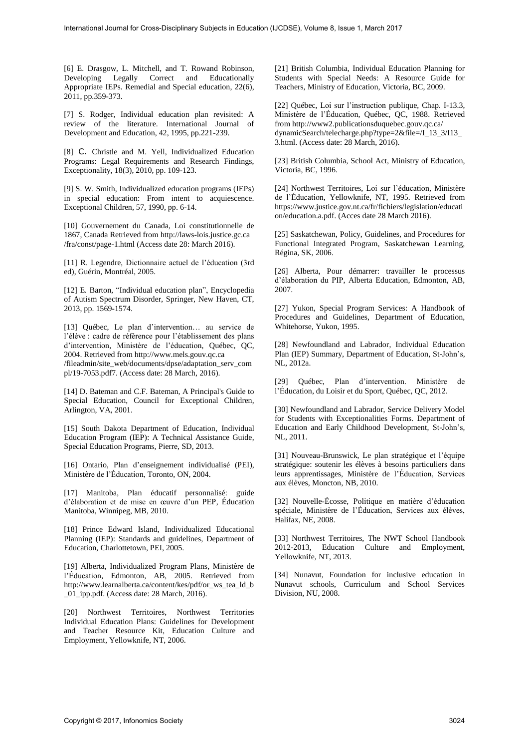[6] E. Drasgow, L. Mitchell, and T. Rowand Robinson, Developing Legally Correct and Educationally Appropriate IEPs. Remedial and Special education, 22(6), 2011, pp.359-373.

[7] S. Rodger, Individual education plan revisited: A review of the literature. International Journal of Development and Education, 42, 1995, pp.221-239.

[8] C. Christle and M. Yell, Individualized Education Programs: Legal Requirements and Research Findings, Exceptionality, 18(3), 2010, pp. 109-123.

[9] S. W. Smith, Individualized education programs (IEPs) in special education: From intent to acquiescence. Exceptional Children, 57, 1990, pp. 6-14.

[10] Gouvernement du Canada, Loi constitutionnelle de 1867, Canada Retrieved from http://laws-lois.justice.gc.ca /fra/const/page-1.html (Access date 28: March 2016).

[11] R. Legendre, Dictionnaire actuel de l'éducation (3rd ed), Guérin, Montréal, 2005.

[12] E. Barton, "Individual education plan", Encyclopedia of Autism Spectrum Disorder, Springer, New Haven, CT, 2013, pp. 1569-1574.

[13] Québec, Le plan d'intervention… au service de l'élève : cadre de référence pour l'établissement des plans d'intervention, Ministère de l'éducation, Québec, QC, 2004. Retrieved from http://www.mels.gouv.qc.ca /fileadmin/site_web/documents/dpse/adaptation_serv_com pl/19-7053.pdf7. (Access date: 28 March, 2016).

[14] D. Bateman and C.F. Bateman, A Principal's Guide to Special Education, Council for Exceptional Children, Arlington, VA, 2001.

[15] South Dakota Department of Education, Individual Education Program (IEP): A Technical Assistance Guide, Special Education Programs, Pierre, SD, 2013.

[16] Ontario, Plan d'enseignement individualisé (PEI), Ministère de l'Éducation, Toronto, ON, 2004.

[17] Manitoba, Plan éducatif personnalisé: guide d'élaboration et de mise en œuvre d'un PEP, Éducation Manitoba, Winnipeg, MB, 2010.

[18] Prince Edward Island, Individualized Educational Planning (IEP): Standards and guidelines, Department of Education, Charlottetown, PEI, 2005.

[19] Alberta, Individualized Program Plans, Ministère de l'Éducation, Edmonton, AB, 2005. Retrieved from http://www.learnalberta.ca/content/kes/pdf/or_ws_tea_ld_b _01_ipp.pdf. (Access date: 28 March, 2016).

[20] Northwest Territoires, Northwest Territories Individual Education Plans: Guidelines for Development and Teacher Resource Kit, Education Culture and Employment, Yellowknife, NT, 2006.

[21] British Columbia, Individual Education Planning for Students with Special Needs: A Resource Guide for Teachers, Ministry of Education, Victoria, BC, 2009.

[22] Québec, Loi sur l'instruction publique, Chap. I-13.3, Ministère de l'Éducation, Québec, QC, 1988. Retrieved from http://www2.publicationsduquebec.gouv.qc.ca/ dynamicSearch/telecharge.php?type=2&file=/I_13_3/I13_ 3.html. (Access date: 28 March, 2016).

[23] British Columbia, School Act, Ministry of Education, Victoria, BC, 1996.

[24] Northwest Territoires, Loi sur l'éducation, Ministère de l'Éducation, Yellowknife, NT, 1995. Retrieved from https://www.justice.gov.nt.ca/fr/fichiers/legislation/educati on/education.a.pdf. (Acces date 28 March 2016).

[25] Saskatchewan, Policy, Guidelines, and Procedures for Functional Integrated Program, Saskatchewan Learning, Régina, SK, 2006.

[26] Alberta, Pour démarrer: travailler le processus d'élaboration du PIP, Alberta Education, Edmonton, AB, 2007.

[27] Yukon, Special Program Services: A Handbook of Procedures and Guidelines, Department of Education, Whitehorse, Yukon, 1995.

[28] Newfoundland and Labrador, Individual Education Plan (IEP) Summary, Department of Education, St-John's, NL, 2012a.

[29] Québec, Plan d'intervention. Ministère de l'Éducation, du Loisir et du Sport, Québec, QC, 2012.

[30] Newfoundland and Labrador, Service Delivery Model for Students with Exceptionalities Forms. Department of Education and Early Childhood Development, St-John's, NL, 2011.

[31] Nouveau-Brunswick, Le plan stratégique et l'équipe stratégique: soutenir les élèves à besoins particuliers dans leurs apprentissages, Ministère de l'Éducation, Services aux élèves, Moncton, NB, 2010.

[32] Nouvelle-Écosse, Politique en matière d'éducation spéciale, Ministère de l'Éducation, Services aux élèves, Halifax, NE, 2008.

[33] Northwest Territoires, The NWT School Handbook 2012-2013, Education Culture and Employment, Yellowknife, NT, 2013.

[34] Nunavut, Foundation for inclusive education in Nunavut schools, Curriculum and School Services Division, NU, 2008.